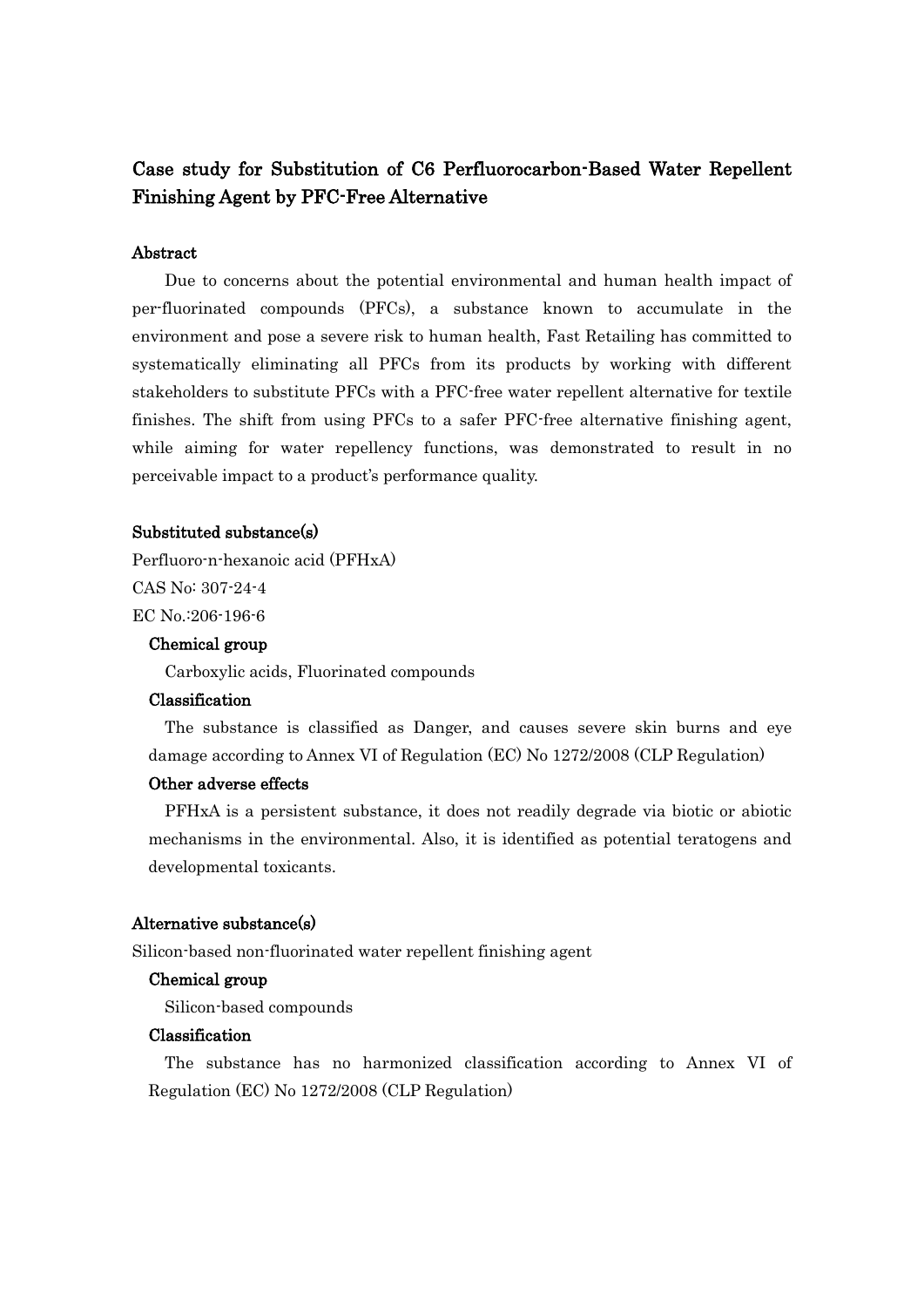# Case study for Substitution of C6 Perfluorocarbon-Based Water Repellent Finishing Agent by PFC-Free Alternative

## Abstract

Due to concerns about the potential environmental and human health impact of per-fluorinated compounds (PFCs), a substance known to accumulate in the environment and pose a severe risk to human health, Fast Retailing has committed to systematically eliminating all PFCs from its products by working with different stakeholders to substitute PFCs with a PFC-free water repellent alternative for textile finishes. The shift from using PFCs to a safer PFC-free alternative finishing agent, while aiming for water repellency functions, was demonstrated to result in no perceivable impact to a product's performance quality.

## Substituted substance(s)

Perfluoro-n-hexanoic acid (PFHxA)

CAS No: 307-24-4

EC No.:206-196-6

### Chemical group

Carboxylic acids, Fluorinated compounds

### Classification

The substance is classified as Danger, and causes severe skin burns and eye damage according to Annex VI of Regulation (EC) No 1272/2008 (CLP Regulation)

### Other adverse effects

PFHxA is a persistent substance, it does not readily degrade via biotic or abiotic mechanisms in the environmental. Also, it is identified as potential teratogens and developmental toxicants.

## Alternative substance(s)

Silicon-based non-fluorinated water repellent finishing agent

### Chemical group

Silicon-based compounds

### Classification

The substance has no harmonized classification according to Annex VI of Regulation (EC) No 1272/2008 (CLP Regulation)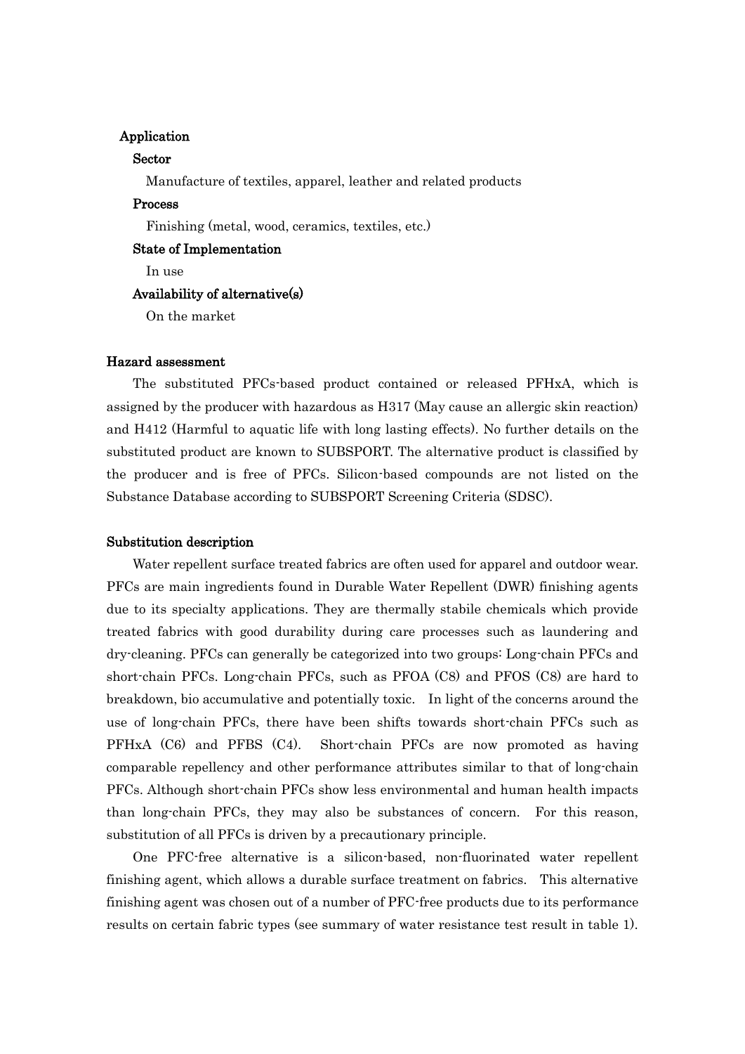## Application

### Sector

Manufacture of textiles, apparel, leather and related products

### Process

Finishing (metal, wood, ceramics, textiles, etc.)

### State of Implementation

In use

### Availability of alternative(s)

On the market

## Hazard assessment

The substituted PFCs-based product contained or released PFHxA, which is assigned by the producer with hazardous as H317 (May cause an allergic skin reaction) and H412 (Harmful to aquatic life with long lasting effects). No further details on the substituted product are known to SUBSPORT. The alternative product is classified by the producer and is free of PFCs. Silicon-based compounds are not listed on the Substance Database according to SUBSPORT Screening Criteria (SDSC).

## Substitution description

Water repellent surface treated fabrics are often used for apparel and outdoor wear. PFCs are main ingredients found in Durable Water Repellent (DWR) finishing agents due to its specialty applications. They are thermally stabile chemicals which provide treated fabrics with good durability during care processes such as laundering and dry-cleaning. PFCs can generally be categorized into two groups: Long-chain PFCs and short-chain PFCs. Long-chain PFCs, such as PFOA (C8) and PFOS (C8) are hard to breakdown, bio accumulative and potentially toxic. In light of the concerns around the use of long-chain PFCs, there have been shifts towards short-chain PFCs such as PFHxA (C6) and PFBS (C4). Short-chain PFCs are now promoted as having comparable repellency and other performance attributes similar to that of long-chain PFCs. Although short-chain PFCs show less environmental and human health impacts than long-chain PFCs, they may also be substances of concern. For this reason, substitution of all PFCs is driven by a precautionary principle.

One PFC-free alternative is a silicon-based, non-fluorinated water repellent finishing agent, which allows a durable surface treatment on fabrics. This alternative finishing agent was chosen out of a number of PFC-free products due to its performance results on certain fabric types (see summary of water resistance test result in table 1).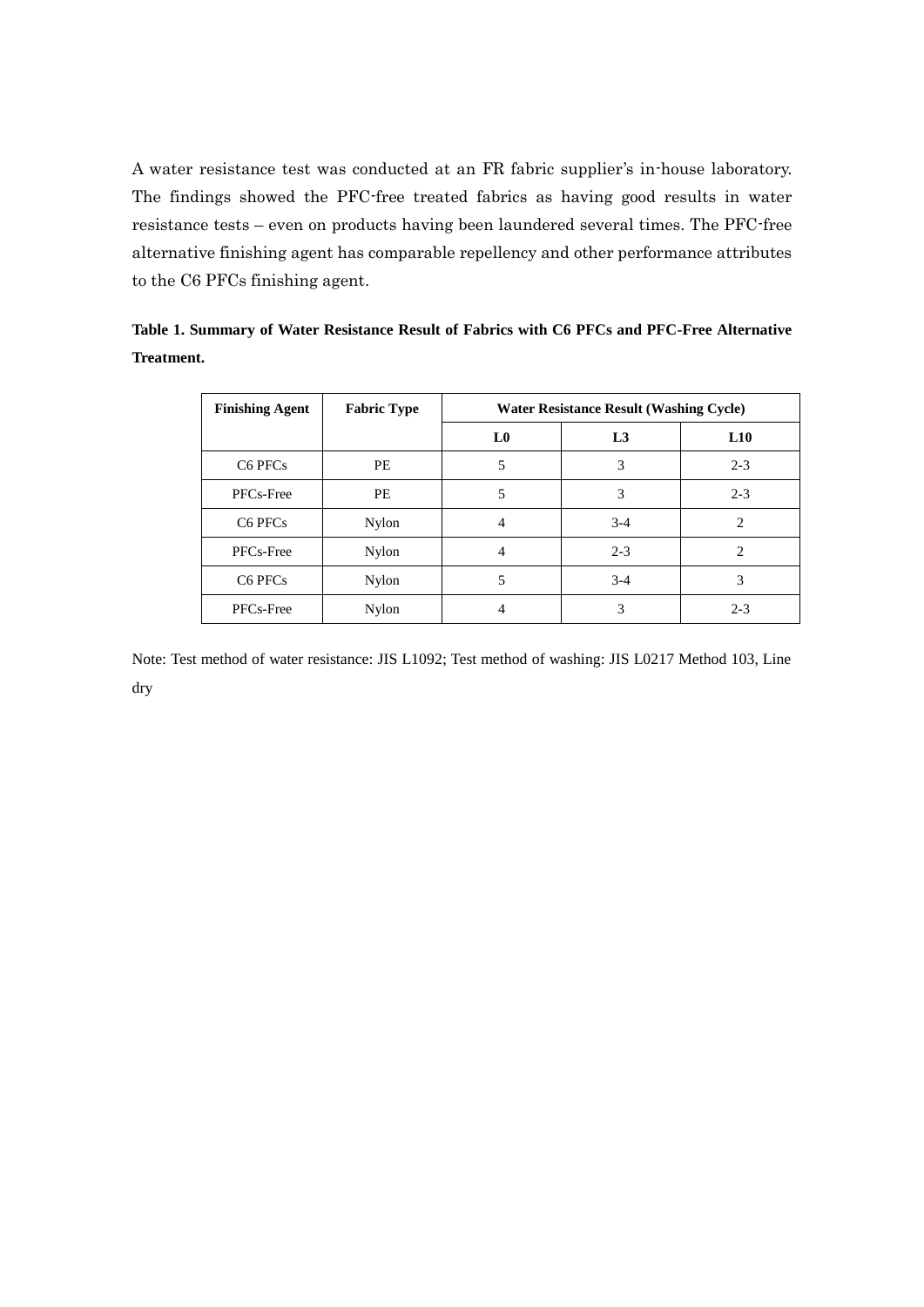A water resistance test was conducted at an FR fabric supplier's in-house laboratory. The findings showed the PFC-free treated fabrics as having good results in water resistance tests – even on products having been laundered several times. The PFC-free alternative finishing agent has comparable repellency and other performance attributes to the C6 PFCs finishing agent.

**Table 1. Summary of Water Resistance Result of Fabrics with C6 PFCs and PFC-Free Alternative Treatment.**

| Finishing Agent | Fabric Type | Water Resistance Result (Washing Cycle) | | |
|---|---|---|---|---|
| | | **L0** | **L3** | **L10** |
| C6 PFCs | PE | 5 | 3 | 2-3 |
| PFCs-Free | PE | 5 | 3 | 2-3 |
| C6 PFCs | Nylon | 4 | 3-4 | 2 |
| PFCs-Free | Nylon | 4 | 2-3 | 2 |
| C6 PFCs | Nylon | 5 | 3-4 | 3 |
| PFCs-Free | Nylon | 4 | 3 | 2-3 |

Note: Test method of water resistance: JIS L1092; Test method of washing: JIS L0217 Method 103, Line dry